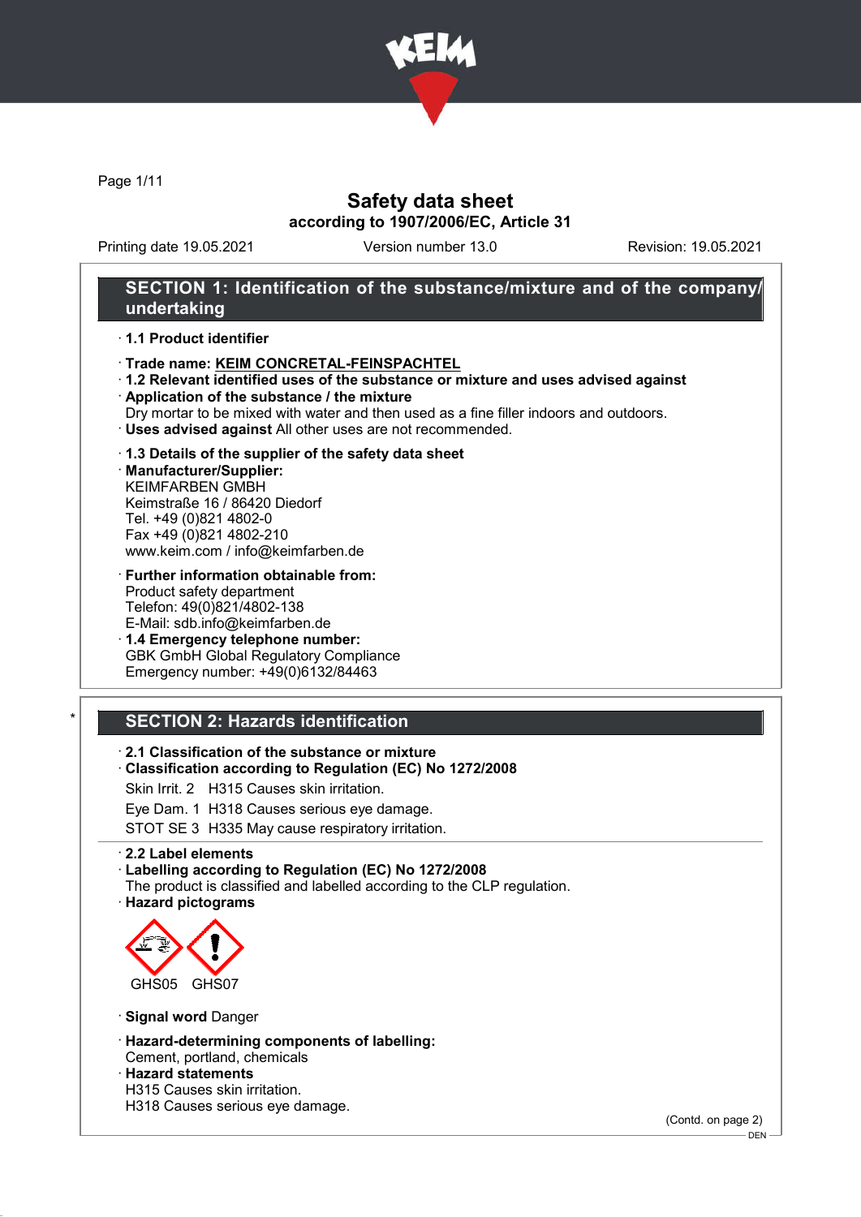# Safety data sheet

**according to 1907/2006/EC, Article 31**

Printing date 19.05.2021 | Version number 13.0 | Revision: 19.05.2021

## SECTION 1: Identification of the substance/mixture and of the company/undertaking

· **1.1 Product identifier**

· **Trade name: KEIM CONCRETAL-FEINSPACHTEL**

· **1.2 Relevant identified uses of the substance or mixture and uses advised against**

· **Application of the substance / the mixture**
Dry mortar to be mixed with water and then used as a fine filler indoors and outdoors.

· **Uses advised against** All other uses are not recommended.

· **1.3 Details of the supplier of the safety data sheet**

· **Manufacturer/Supplier:**
KEIMFARBEN GMBH
Keimstraße 16 / 86420 Diedorf
Tel. +49 (0)821 4802-0
Fax +49 (0)821 4802-210
www.keim.com / info@keimfarben.de

· **Further information obtainable from:**
Product safety department
Telefon: 49(0)821/4802-138
E-Mail: sdb.info@keimfarben.de

· **1.4 Emergency telephone number:**
GBK GmbH Global Regulatory Compliance
Emergency number: +49(0)6132/84463

## * SECTION 2: Hazards identification

· **2.1 Classification of the substance or mixture**

· **Classification according to Regulation (EC) No 1272/2008**

Skin Irrit. 2 H315 Causes skin irritation.

Eye Dam. 1 H318 Causes serious eye damage.

STOT SE 3 H335 May cause respiratory irritation.

· **2.2 Label elements**

· **Labelling according to Regulation (EC) No 1272/2008**
The product is classified and labelled according to the CLP regulation.

· **Hazard pictograms**

GHS05 GHS07

· **Signal word** Danger

· **Hazard-determining components of labelling:**
Cement, portland, chemicals

· **Hazard statements**
H315 Causes skin irritation.
H318 Causes serious eye damage.

(Contd. on page 2)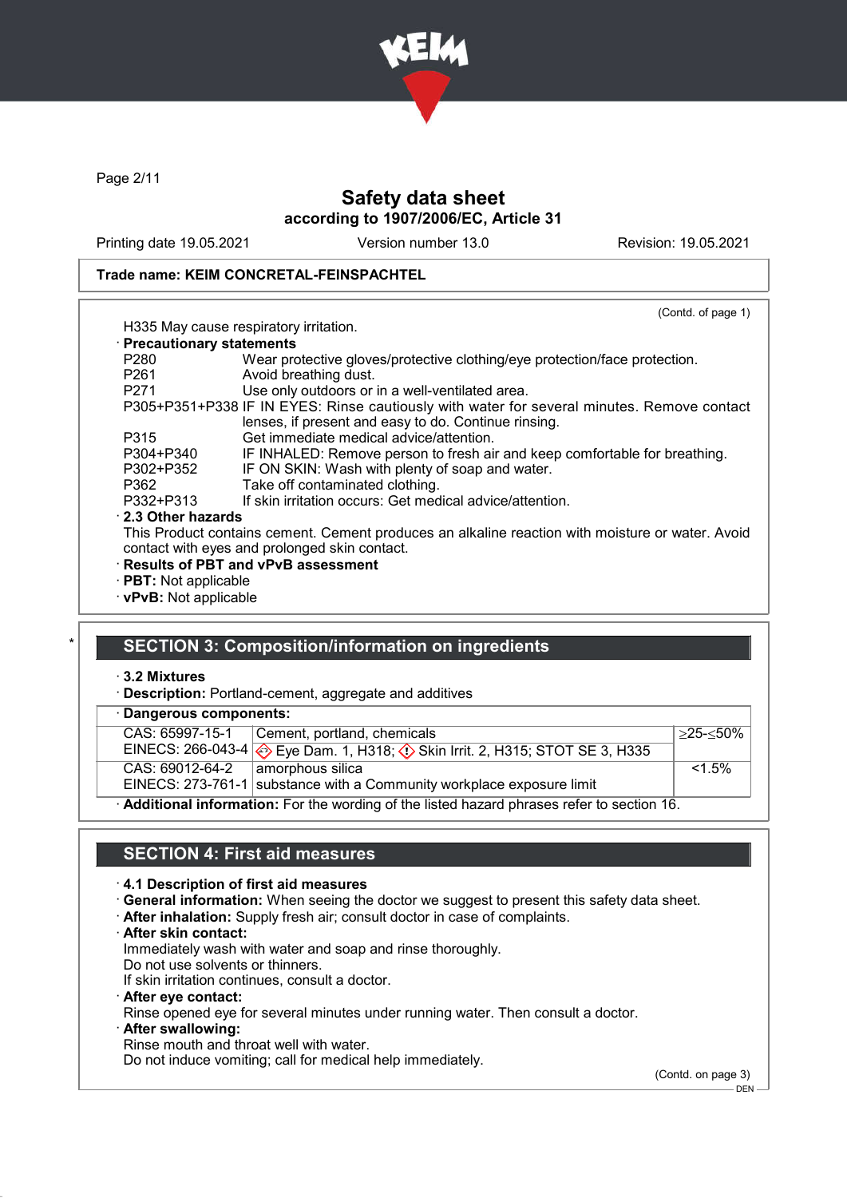Trade name: KEIM CONCRETAL-FEINSPACHTEL

(Contd. of page 1)

H335 May cause respiratory irritation.

· **Precautionary statements**

| | |
|---|---|
| P280 | Wear protective gloves/protective clothing/eye protection/face protection. |
| P261 | Avoid breathing dust. |
| P271 | Use only outdoors or in a well-ventilated area. |
| P305+P351+P338 | IF IN EYES: Rinse cautiously with water for several minutes. Remove contact lenses, if present and easy to do. Continue rinsing. |
| P315 | Get immediate medical advice/attention. |
| P304+P340 | IF INHALED: Remove person to fresh air and keep comfortable for breathing. |
| P302+P352 | IF ON SKIN: Wash with plenty of soap and water. |
| P362 | Take off contaminated clothing. |
| P332+P313 | If skin irritation occurs: Get medical advice/attention. |

· **2.3 Other hazards**

This Product contains cement. Cement produces an alkaline reaction with moisture or water. Avoid contact with eyes and prolonged skin contact.

· **Results of PBT and vPvB assessment**

· **PBT:** Not applicable

· **vPvB:** Not applicable

## SECTION 3: Composition/information on ingredients

· **3.2 Mixtures**

· **Description:** Portland-cement, aggregate and additives

· **Dangerous components:**

| | | |
|---|---|---|
| CAS: 65997-15-1<br>EINECS: 266-043-4 | Cement, portland, chemicals<br>Eye Dam. 1, H318; Skin Irrit. 2, H315; STOT SE 3, H335 | ≥25-≤50% |
| CAS: 69012-64-2<br>EINECS: 273-761-1 | amorphous silica<br>substance with a Community workplace exposure limit | <1.5% |

· **Additional information:** For the wording of the listed hazard phrases refer to section 16.

## SECTION 4: First aid measures

· **4.1 Description of first aid measures**

· **General information:** When seeing the doctor we suggest to present this safety data sheet.

· **After inhalation:** Supply fresh air; consult doctor in case of complaints.

· **After skin contact:**

Immediately wash with water and soap and rinse thoroughly.
Do not use solvents or thinners.
If skin irritation continues, consult a doctor.

· **After eye contact:**

Rinse opened eye for several minutes under running water. Then consult a doctor.

· **After swallowing:**

Rinse mouth and throat well with water.
Do not induce vomiting; call for medical help immediately.

(Contd. on page 3)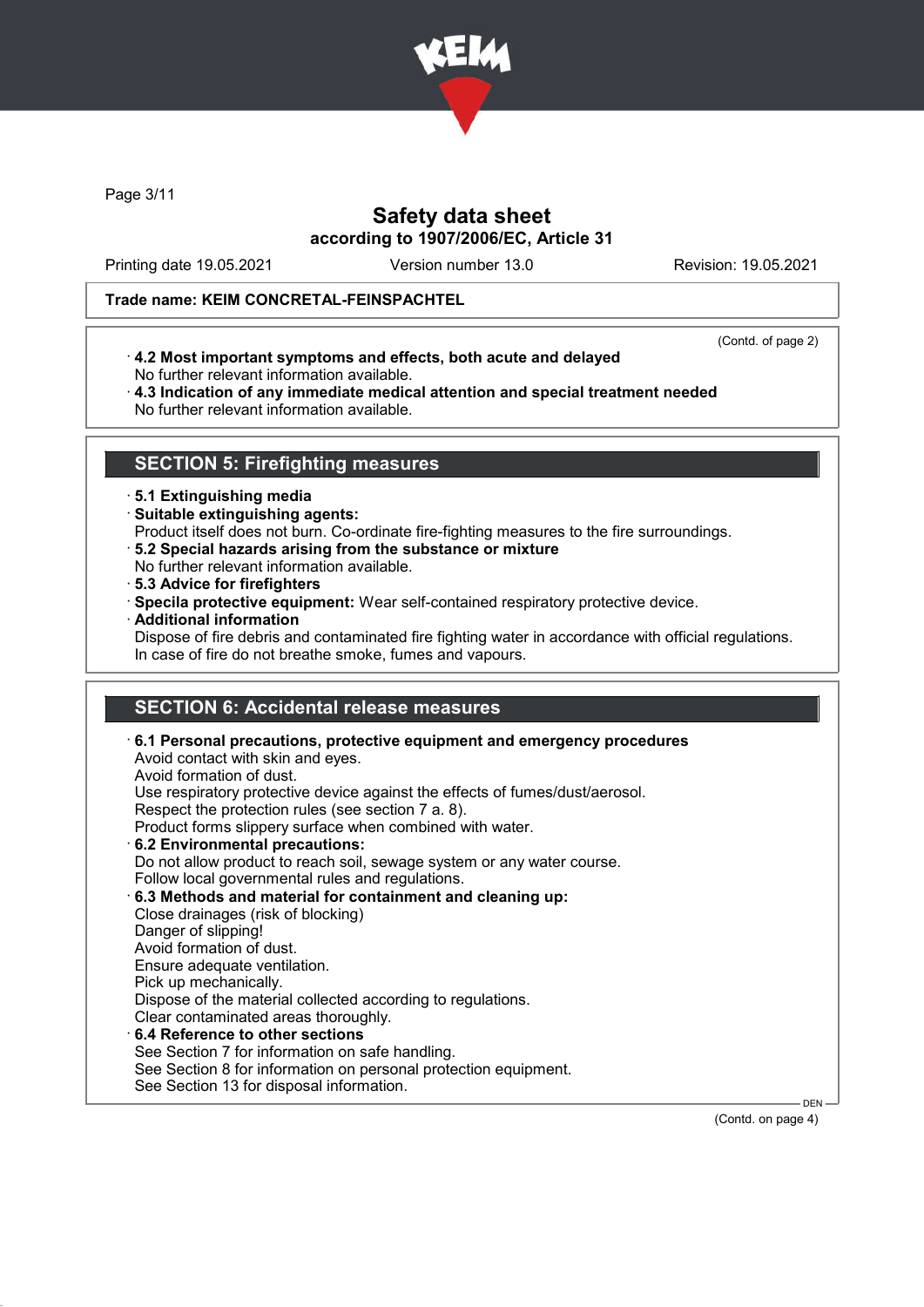Trade name: KEIM CONCRETAL-FEINSPACHTEL

(Contd. of page 2)

· **4.2 Most important symptoms and effects, both acute and delayed**
No further relevant information available.
· **4.3 Indication of any immediate medical attention and special treatment needed**
No further relevant information available.

## SECTION 5: Firefighting measures

· **5.1 Extinguishing media**
· **Suitable extinguishing agents:**
Product itself does not burn. Co-ordinate fire-fighting measures to the fire surroundings.
· **5.2 Special hazards arising from the substance or mixture**
No further relevant information available.
· **5.3 Advice for firefighters**
· **Specila protective equipment:** Wear self-contained respiratory protective device.
· **Additional information**
Dispose of fire debris and contaminated fire fighting water in accordance with official regulations.
In case of fire do not breathe smoke, fumes and vapours.

## SECTION 6: Accidental release measures

· **6.1 Personal precautions, protective equipment and emergency procedures**
Avoid contact with skin and eyes.
Avoid formation of dust.
Use respiratory protective device against the effects of fumes/dust/aerosol.
Respect the protection rules (see section 7 a. 8).
Product forms slippery surface when combined with water.
· **6.2 Environmental precautions:**
Do not allow product to reach soil, sewage system or any water course.
Follow local governmental rules and regulations.
· **6.3 Methods and material for containment and cleaning up:**
Close drainages (risk of blocking)
Danger of slipping!
Avoid formation of dust.
Ensure adequate ventilation.
Pick up mechanically.
Dispose of the material collected according to regulations.
Clear contaminated areas thoroughly.
· **6.4 Reference to other sections**
See Section 7 for information on safe handling.
See Section 8 for information on personal protection equipment.
See Section 13 for disposal information.

(Contd. on page 4)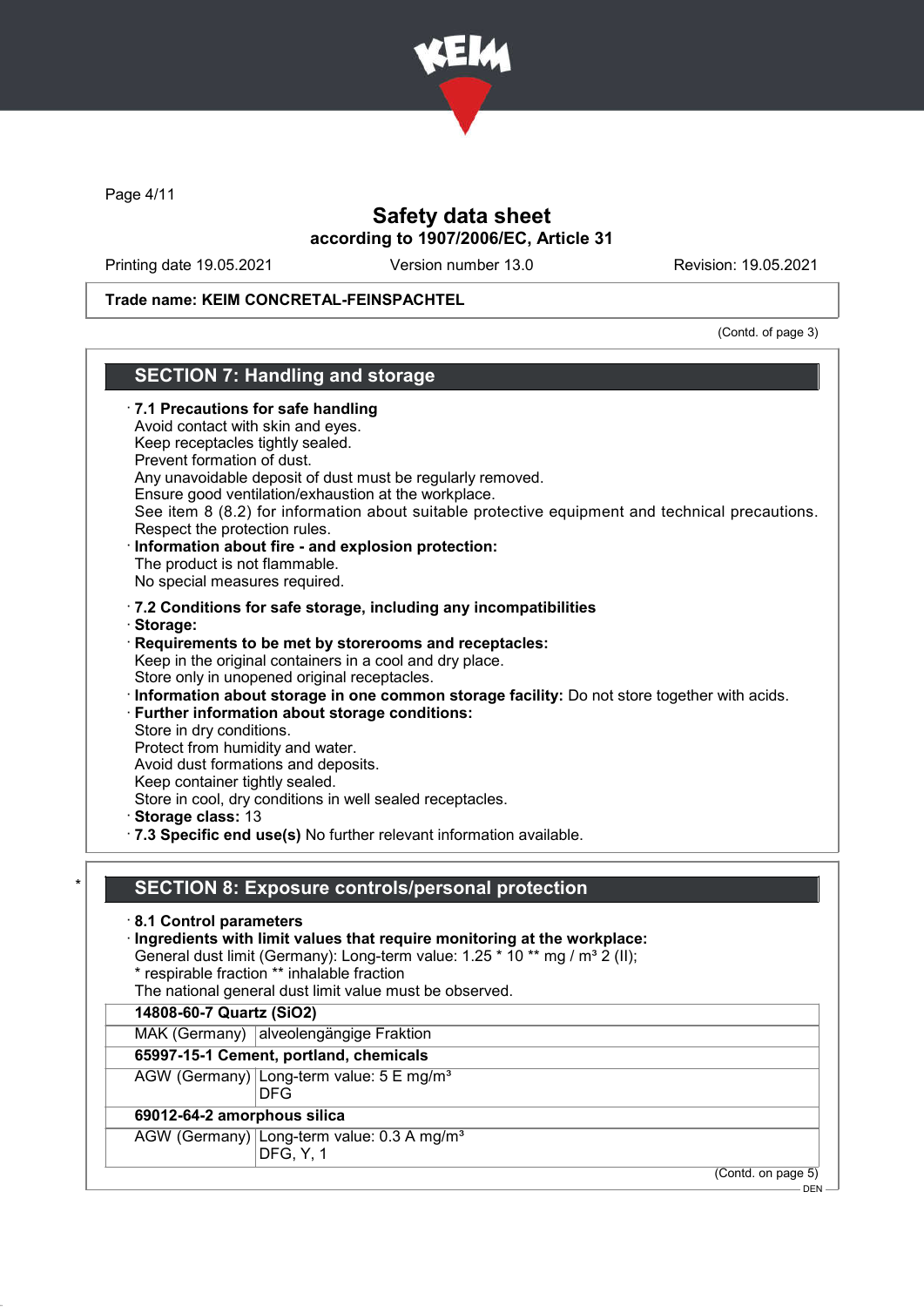# Safety data sheet
according to 1907/2006/EC, Article 31

Printing date 19.05.2021 Version number 13.0 Revision: 19.05.2021

**Trade name: KEIM CONCRETAL-FEINSPACHTEL**

(Contd. of page 3)

## SECTION 7: Handling and storage

· **7.1 Precautions for safe handling**
Avoid contact with skin and eyes.
Keep receptacles tightly sealed.
Prevent formation of dust.
Any unavoidable deposit of dust must be regularly removed.
Ensure good ventilation/exhaustion at the workplace.
See item 8 (8.2) for information about suitable protective equipment and technical precautions.
Respect the protection rules.
· **Information about fire - and explosion protection:**
The product is not flammable.
No special measures required.

· **7.2 Conditions for safe storage, including any incompatibilities**
· **Storage:**
· **Requirements to be met by storerooms and receptacles:**
Keep in the original containers in a cool and dry place.
Store only in unopened original receptacles.
· **Information about storage in one common storage facility:** Do not store together with acids.
· **Further information about storage conditions:**
Store in dry conditions.
Protect from humidity and water.
Avoid dust formations and deposits.
Keep container tightly sealed.
Store in cool, dry conditions in well sealed receptacles.
· **Storage class:** 13
· **7.3 Specific end use(s)** No further relevant information available.

\* 
## SECTION 8: Exposure controls/personal protection

· **8.1 Control parameters**
· **Ingredients with limit values that require monitoring at the workplace:**
General dust limit (Germany): Long-term value: 1.25 * 10 ** mg / m³ 2 (II);
* respirable fraction ** inhalable fraction
The national general dust limit value must be observed.

| **14808-60-7 Quartz (SiO2)** | |
|---|---|
| MAK (Germany) | alveolengängige Fraktion |
| **65997-15-1 Cement, portland, chemicals** | |
| AGW (Germany) | Long-term value: 5 E mg/m³<br>DFG |
| **69012-64-2 amorphous silica** | |
| AGW (Germany) | Long-term value: 0.3 A mg/m³<br>DFG, Y, 1 |

(Contd. on page 5)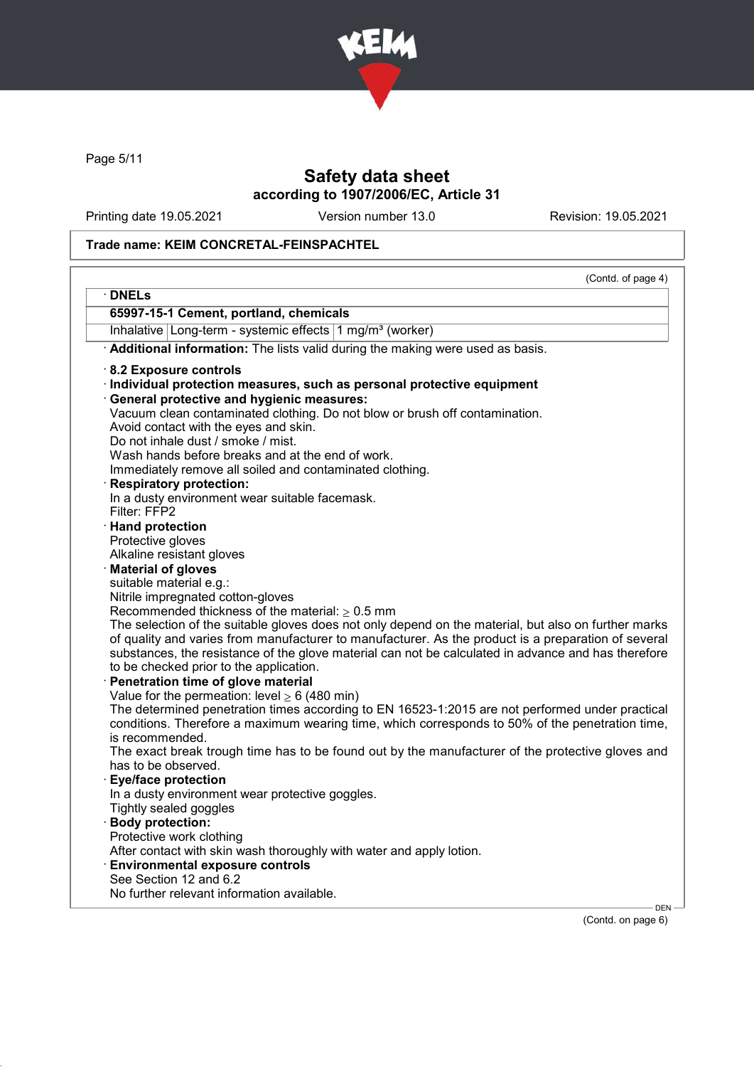Trade name: KEIM CONCRETAL-FEINSPACHTEL

(Contd. of page 4)

· **DNELs**

| 65997-15-1 Cement, portland, chemicals | | |
|---|---|---|
| Inhalative | Long-term - systemic effects | 1 mg/m³ (worker) |

· **Additional information:** The lists valid during the making were used as basis.

· **8.2 Exposure controls**

· **Individual protection measures, such as personal protective equipment**

· **General protective and hygienic measures:**
Vacuum clean contaminated clothing. Do not blow or brush off contamination.
Avoid contact with the eyes and skin.
Do not inhale dust / smoke / mist.
Wash hands before breaks and at the end of work.
Immediately remove all soiled and contaminated clothing.

· **Respiratory protection:**
In a dusty environment wear suitable facemask.
Filter: FFP2

· **Hand protection**
Protective gloves
Alkaline resistant gloves

· **Material of gloves**
suitable material e.g.:
Nitrile impregnated cotton-gloves
Recommended thickness of the material: ≥ 0.5 mm
The selection of the suitable gloves does not only depend on the material, but also on further marks of quality and varies from manufacturer to manufacturer. As the product is a preparation of several substances, the resistance of the glove material can not be calculated in advance and has therefore to be checked prior to the application.

· **Penetration time of glove material**
Value for the permeation: level ≥ 6 (480 min)
The determined penetration times according to EN 16523-1:2015 are not performed under practical conditions. Therefore a maximum wearing time, which corresponds to 50% of the penetration time, is recommended.
The exact break trough time has to be found out by the manufacturer of the protective gloves and has to be observed.

· **Eye/face protection**
In a dusty environment wear protective goggles.
Tightly sealed goggles

· **Body protection:**
Protective work clothing
After contact with skin wash thoroughly with water and apply lotion.

· **Environmental exposure controls**
See Section 12 and 6.2
No further relevant information available.

(Contd. on page 6)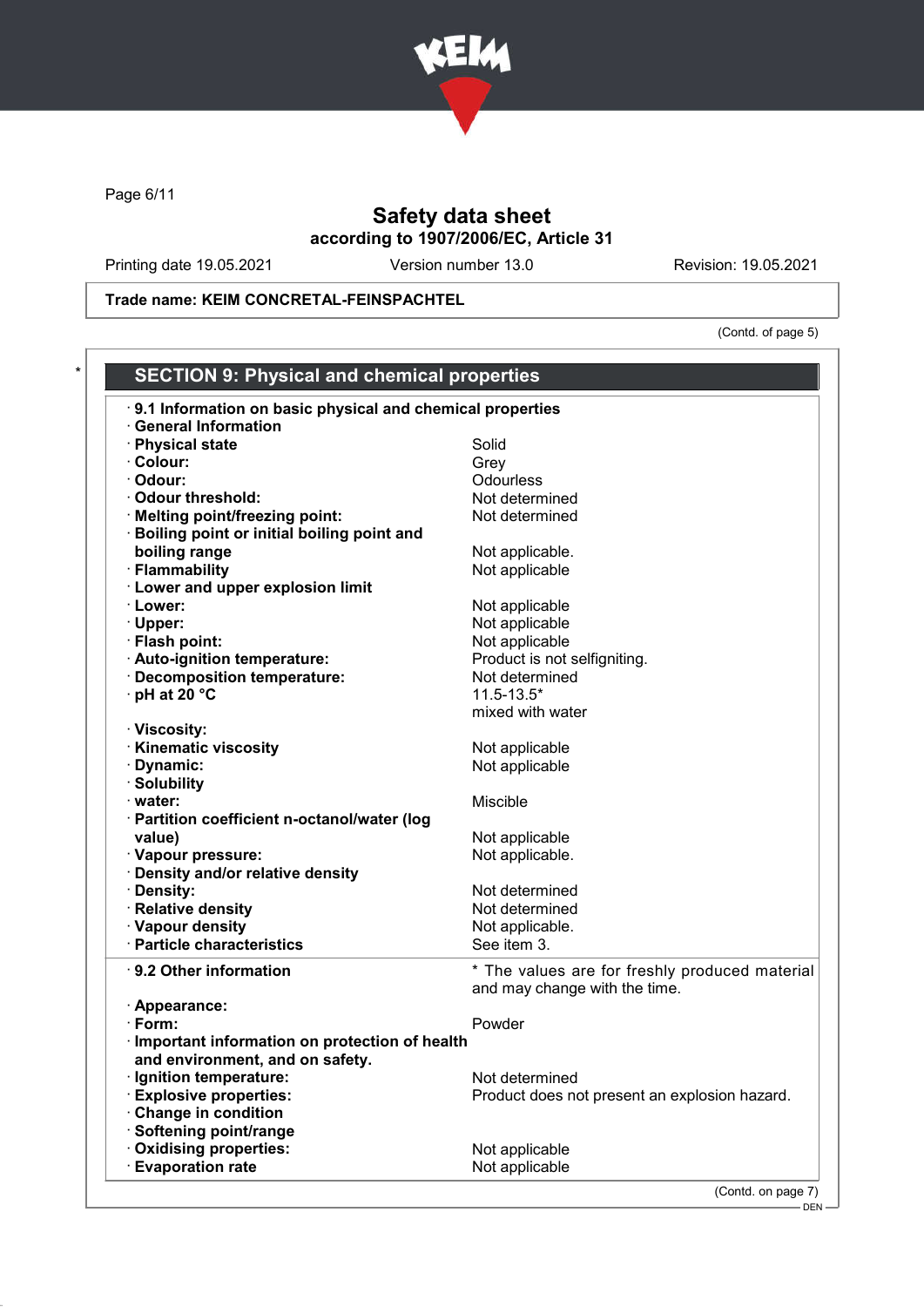Safety data sheet
according to 1907/2006/EC, Article 31

Printing date 19.05.2021 Version number 13.0 Revision: 19.05.2021

Trade name: KEIM CONCRETAL-FEINSPACHTEL

(Contd. of page 5)

## SECTION 9: Physical and chemical properties

· **9.1 Information on basic physical and chemical properties**
· **General Information**

| | |
|---|---|
| · **Physical state** | Solid |
| · **Colour:** | Grey |
| · **Odour:** | Odourless |
| · **Odour threshold:** | Not determined |
| · **Melting point/freezing point:** | Not determined |
| · **Boiling point or initial boiling point and boiling range** | Not applicable. |
| · **Flammability** | Not applicable |
| · **Lower and upper explosion limit** | |
| · **Lower:** | Not applicable |
| · **Upper:** | Not applicable |
| · **Flash point:** | Not applicable |
| · **Auto-ignition temperature:** | Product is not selfigniting. |
| · **Decomposition temperature:** | Not determined |
| · **pH at 20 °C** | 11.5-13.5* mixed with water |
| · **Viscosity:** | |
| · **Kinematic viscosity** | Not applicable |
| · **Dynamic:** | Not applicable |
| · **Solubility** | |
| · **water:** | Miscible |
| · **Partition coefficient n-octanol/water (log value)** | Not applicable |
| · **Vapour pressure:** | Not applicable. |
| · **Density and/or relative density** | |
| · **Density:** | Not determined |
| · **Relative density** | Not determined |
| · **Vapour density** | Not applicable. |
| · **Particle characteristics** | See item 3. |

| | |
|---|---|
| · **9.2 Other information** | * The values are for freshly produced material and may change with the time. |
| · **Appearance:** | |
| · **Form:** | Powder |
| · **Important information on protection of health and environment, and on safety.** | |
| · **Ignition temperature:** | Not determined |
| · **Explosive properties:** | Product does not present an explosion hazard. |
| · **Change in condition** | |
| · **Softening point/range** | |
| · **Oxidising properties:** | Not applicable |
| · **Evaporation rate** | Not applicable |

(Contd. on page 7)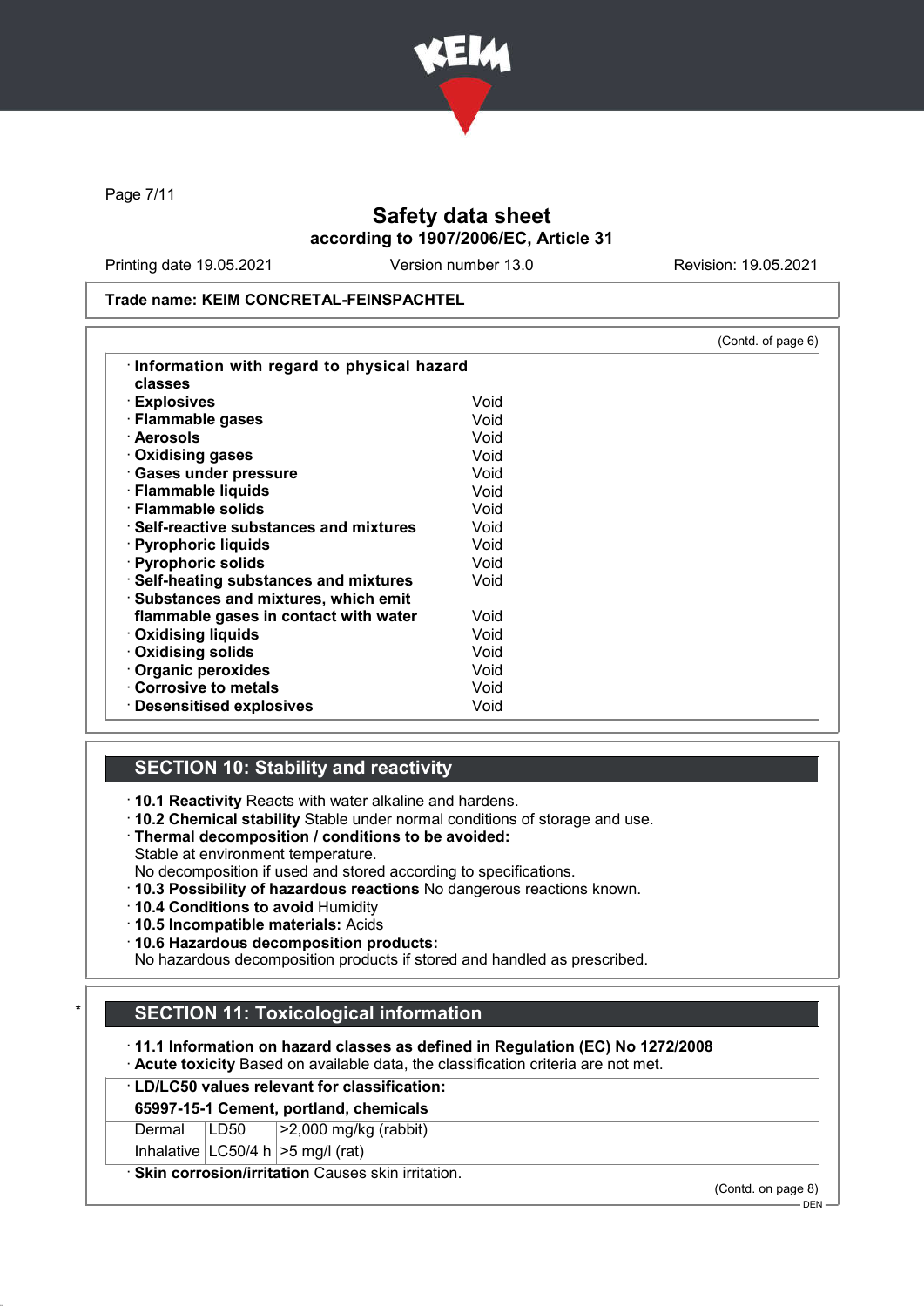Trade name: KEIM CONCRETAL-FEINSPACHTEL

(Contd. of page 6)

| · Information with regard to physical hazard classes | |
|---|---|
| · Explosives | Void |
| · Flammable gases | Void |
| · Aerosols | Void |
| · Oxidising gases | Void |
| · Gases under pressure | Void |
| · Flammable liquids | Void |
| · Flammable solids | Void |
| · Self-reactive substances and mixtures | Void |
| · Pyrophoric liquids | Void |
| · Pyrophoric solids | Void |
| · Self-heating substances and mixtures | Void |
| · Substances and mixtures, which emit flammable gases in contact with water | Void |
| · Oxidising liquids | Void |
| · Oxidising solids | Void |
| · Organic peroxides | Void |
| · Corrosive to metals | Void |
| · Desensitised explosives | Void |

## SECTION 10: Stability and reactivity

- **10.1 Reactivity** Reacts with water alkaline and hardens.
- **10.2 Chemical stability** Stable under normal conditions of storage and use.
- **Thermal decomposition / conditions to be avoided:**
  Stable at environment temperature.
  No decomposition if used and stored according to specifications.
- **10.3 Possibility of hazardous reactions** No dangerous reactions known.
- **10.4 Conditions to avoid** Humidity
- **10.5 Incompatible materials:** Acids
- **10.6 Hazardous decomposition products:**
  No hazardous decomposition products if stored and handled as prescribed.

## * SECTION 11: Toxicological information

- **11.1 Information on hazard classes as defined in Regulation (EC) No 1272/2008**
- **Acute toxicity** Based on available data, the classification criteria are not met.

| · LD/LC50 values relevant for classification: | | |
|---|---|---|
| **65997-15-1 Cement, portland, chemicals** | | |
| Dermal | LD50 | >2,000 mg/kg (rabbit) |
| Inhalative | LC50/4 h | >5 mg/l (rat) |

- **Skin corrosion/irritation** Causes skin irritation.

(Contd. on page 8)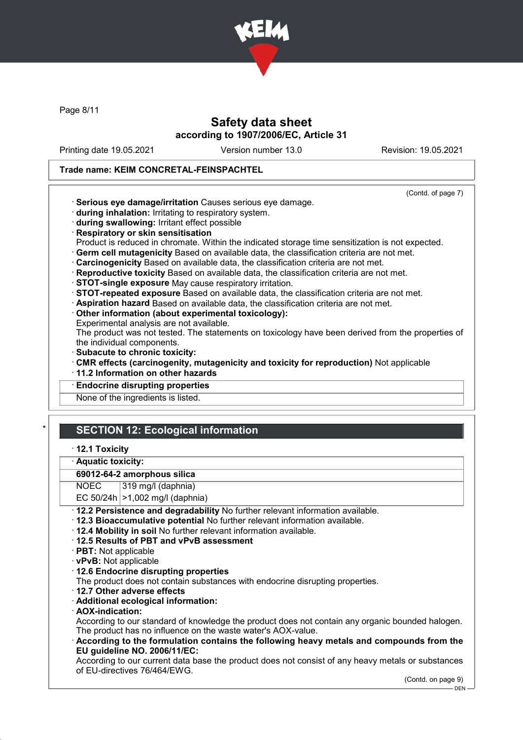(Contd. of page 7)

· **Serious eye damage/irritation** Causes serious eye damage.
· **during inhalation:** Irritating to respiratory system.
· **during swallowing:** Irritant effect possible
· **Respiratory or skin sensitisation**
Product is reduced in chromate. Within the indicated storage time sensitization is not expected.
· **Germ cell mutagenicity** Based on available data, the classification criteria are not met.
· **Carcinogenicity** Based on available data, the classification criteria are not met.
· **Reproductive toxicity** Based on available data, the classification criteria are not met.
· **STOT-single exposure** May cause respiratory irritation.
· **STOT-repeated exposure** Based on available data, the classification criteria are not met.
· **Aspiration hazard** Based on available data, the classification criteria are not met.
· **Other information (about experimental toxicology):**
Experimental analysis are not available.
The product was not tested. The statements on toxicology have been derived from the properties of the individual components.
· **Subacute to chronic toxicity:**
· **CMR effects (carcinogenity, mutagenicity and toxicity for reproduction)** Not applicable
· **11.2 Information on other hazards**

· **Endocrine disrupting properties**

None of the ingredients is listed.

## SECTION 12: Ecological information

· **12.1 Toxicity**

· **Aquatic toxicity:**

| **69012-64-2 amorphous silica** | |
|---|---|
| NOEC | 319 mg/l (daphnia) |
| EC 50/24h | >1,002 mg/l (daphnia) |

· **12.2 Persistence and degradability** No further relevant information available.
· **12.3 Bioaccumulative potential** No further relevant information available.
· **12.4 Mobility in soil** No further relevant information available.
· **12.5 Results of PBT and vPvB assessment**
· **PBT:** Not applicable
· **vPvB:** Not applicable
· **12.6 Endocrine disrupting properties**
The product does not contain substances with endocrine disrupting properties.
· **12.7 Other adverse effects**
· **Additional ecological information:**
· **AOX-indication:**
According to our standard of knowledge the product does not contain any organic bounded halogen. The product has no influence on the waste water's AOX-value.
· **According to the formulation contains the following heavy metals and compounds from the EU guideline NO. 2006/11/EC:**
According to our current data base the product does not consist of any heavy metals or substances of EU-directives 76/464/EWG.

(Contd. on page 9)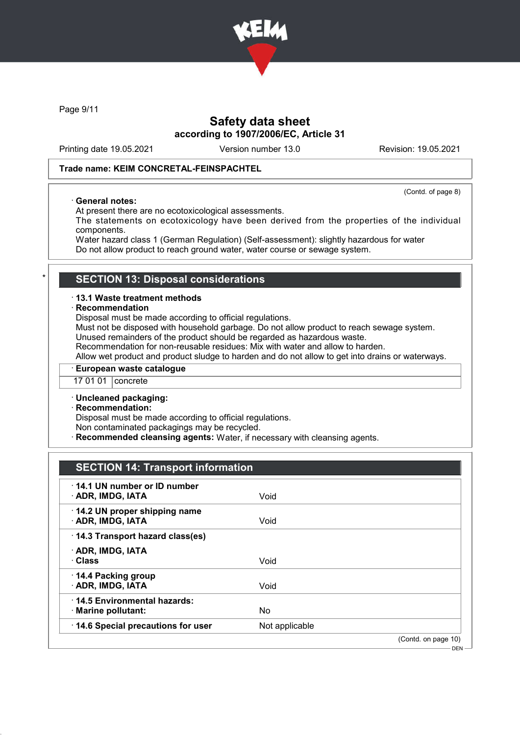**Trade name: KEIM CONCRETAL-FEINSPACHTEL**

(Contd. of page 8)

· **General notes:**
At present there are no ecotoxicological assessments.
The statements on ecotoxicology have been derived from the properties of the individual components.
Water hazard class 1 (German Regulation) (Self-assessment): slightly hazardous for water
Do not allow product to reach ground water, water course or sewage system.

\* 

## SECTION 13: Disposal considerations

· **13.1 Waste treatment methods**
· **Recommendation**
Disposal must be made according to official regulations.
Must not be disposed with household garbage. Do not allow product to reach sewage system.
Unused remainders of the product should be regarded as hazardous waste.
Recommendation for non-reusable residues: Mix with water and allow to harden.
Allow wet product and product sludge to harden and do not allow to get into drains or waterways.

| · **European waste catalogue** | |
|---|---|
| 17 01 01 | concrete |

· **Uncleaned packaging:**
· **Recommendation:**
Disposal must be made according to official regulations.
Non contaminated packagings may be recycled.
· **Recommended cleansing agents:** Water, if necessary with cleansing agents.

## SECTION 14: Transport information

| | |
|---|---|
| · **14.1 UN number or ID number**<br>· **ADR, IMDG, IATA** | Void |
| · **14.2 UN proper shipping name**<br>· **ADR, IMDG, IATA** | Void |
| · **14.3 Transport hazard class(es)**<br>· **ADR, IMDG, IATA**<br>· **Class** | Void |
| · **14.4 Packing group**<br>· **ADR, IMDG, IATA** | Void |
| · **14.5 Environmental hazards:**<br>· **Marine pollutant:** | No |
| · **14.6 Special precautions for user** | Not applicable |

(Contd. on page 10)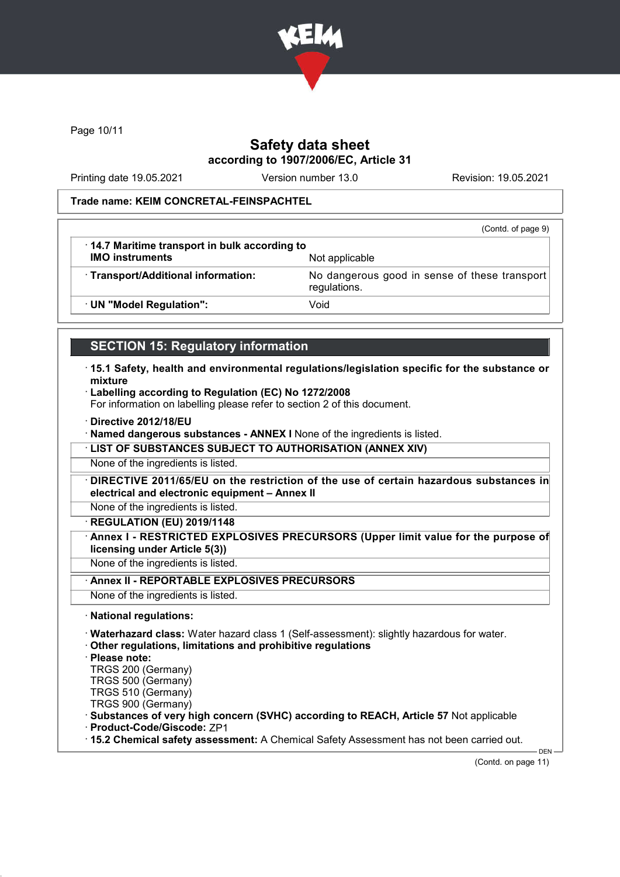**Trade name: KEIM CONCRETAL-FEINSPACHTEL**

(Contd. of page 9)

| | |
|---|---|
| · **14.7 Maritime transport in bulk according to IMO instruments** | Not applicable |
| · **Transport/Additional information:** | No dangerous good in sense of these transport regulations. |
| · **UN "Model Regulation":** | Void |

## SECTION 15: Regulatory information

· **15.1 Safety, health and environmental regulations/legislation specific for the substance or mixture**

· **Labelling according to Regulation (EC) No 1272/2008**
For information on labelling please refer to section 2 of this document.

· **Directive 2012/18/EU**

· **Named dangerous substances - ANNEX I** None of the ingredients is listed.

· **LIST OF SUBSTANCES SUBJECT TO AUTHORISATION (ANNEX XIV)**
None of the ingredients is listed.

· **DIRECTIVE 2011/65/EU on the restriction of the use of certain hazardous substances in electrical and electronic equipment – Annex II**
None of the ingredients is listed.

· **REGULATION (EU) 2019/1148**

· **Annex I - RESTRICTED EXPLOSIVES PRECURSORS (Upper limit value for the purpose of licensing under Article 5(3))**
None of the ingredients is listed.

· **Annex II - REPORTABLE EXPLOSIVES PRECURSORS**
None of the ingredients is listed.

· **National regulations:**

· **Waterhazard class:** Water hazard class 1 (Self-assessment): slightly hazardous for water.

· **Other regulations, limitations and prohibitive regulations**

· **Please note:**
TRGS 200 (Germany)
TRGS 500 (Germany)
TRGS 510 (Germany)
TRGS 900 (Germany)

· **Substances of very high concern (SVHC) according to REACH, Article 57** Not applicable

· **Product-Code/Giscode:** ZP1

· **15.2 Chemical safety assessment:** A Chemical Safety Assessment has not been carried out.

(Contd. on page 11)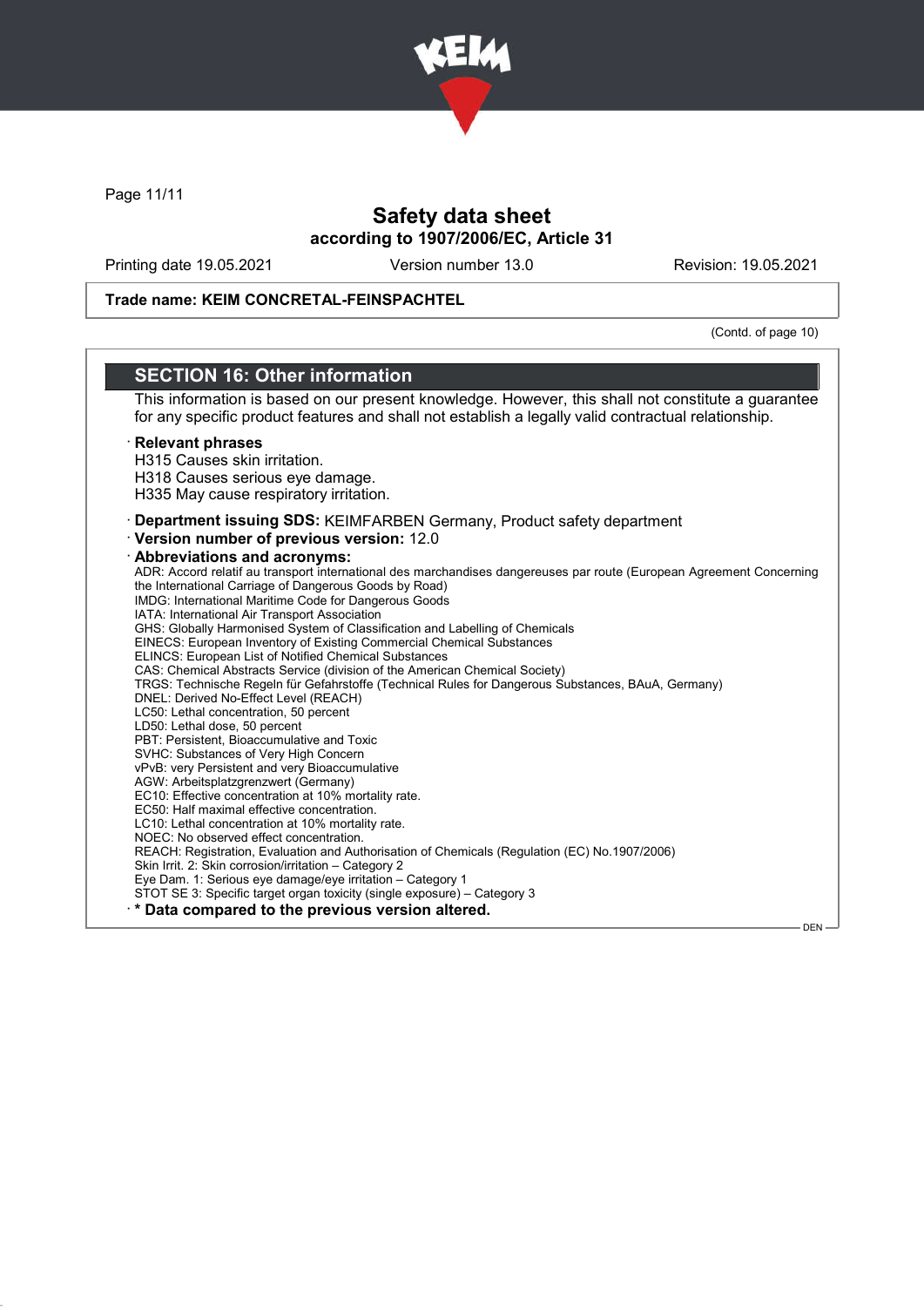(Contd. of page 10)

## SECTION 16: Other information

This information is based on our present knowledge. However, this shall not constitute a guarantee for any specific product features and shall not establish a legally valid contractual relationship.

· **Relevant phrases**
H315 Causes skin irritation.
H318 Causes serious eye damage.
H335 May cause respiratory irritation.

· **Department issuing SDS:** KEIMFARBEN Germany, Product safety department
· **Version number of previous version:** 12.0
· **Abbreviations and acronyms:**
ADR: Accord relatif au transport international des marchandises dangereuses par route (European Agreement Concerning the International Carriage of Dangerous Goods by Road)
IMDG: International Maritime Code for Dangerous Goods
IATA: International Air Transport Association
GHS: Globally Harmonised System of Classification and Labelling of Chemicals
EINECS: European Inventory of Existing Commercial Chemical Substances
ELINCS: European List of Notified Chemical Substances
CAS: Chemical Abstracts Service (division of the American Chemical Society)
TRGS: Technische Regeln für Gefahrstoffe (Technical Rules for Dangerous Substances, BAuA, Germany)
DNEL: Derived No-Effect Level (REACH)
LC50: Lethal concentration, 50 percent
LD50: Lethal dose, 50 percent
PBT: Persistent, Bioaccumulative and Toxic
SVHC: Substances of Very High Concern
vPvB: very Persistent and very Bioaccumulative
AGW: Arbeitsplatzgrenzwert (Germany)
EC10: Effective concentration at 10% mortality rate.
EC50: Half maximal effective concentration.
LC10: Lethal concentration at 10% mortality rate.
NOEC: No observed effect concentration.
REACH: Registration, Evaluation and Authorisation of Chemicals (Regulation (EC) No.1907/2006)
Skin Irrit. 2: Skin corrosion/irritation – Category 2
Eye Dam. 1: Serious eye damage/eye irritation – Category 1
STOT SE 3: Specific target organ toxicity (single exposure) – Category 3

· **\* Data compared to the previous version altered.**

DEN